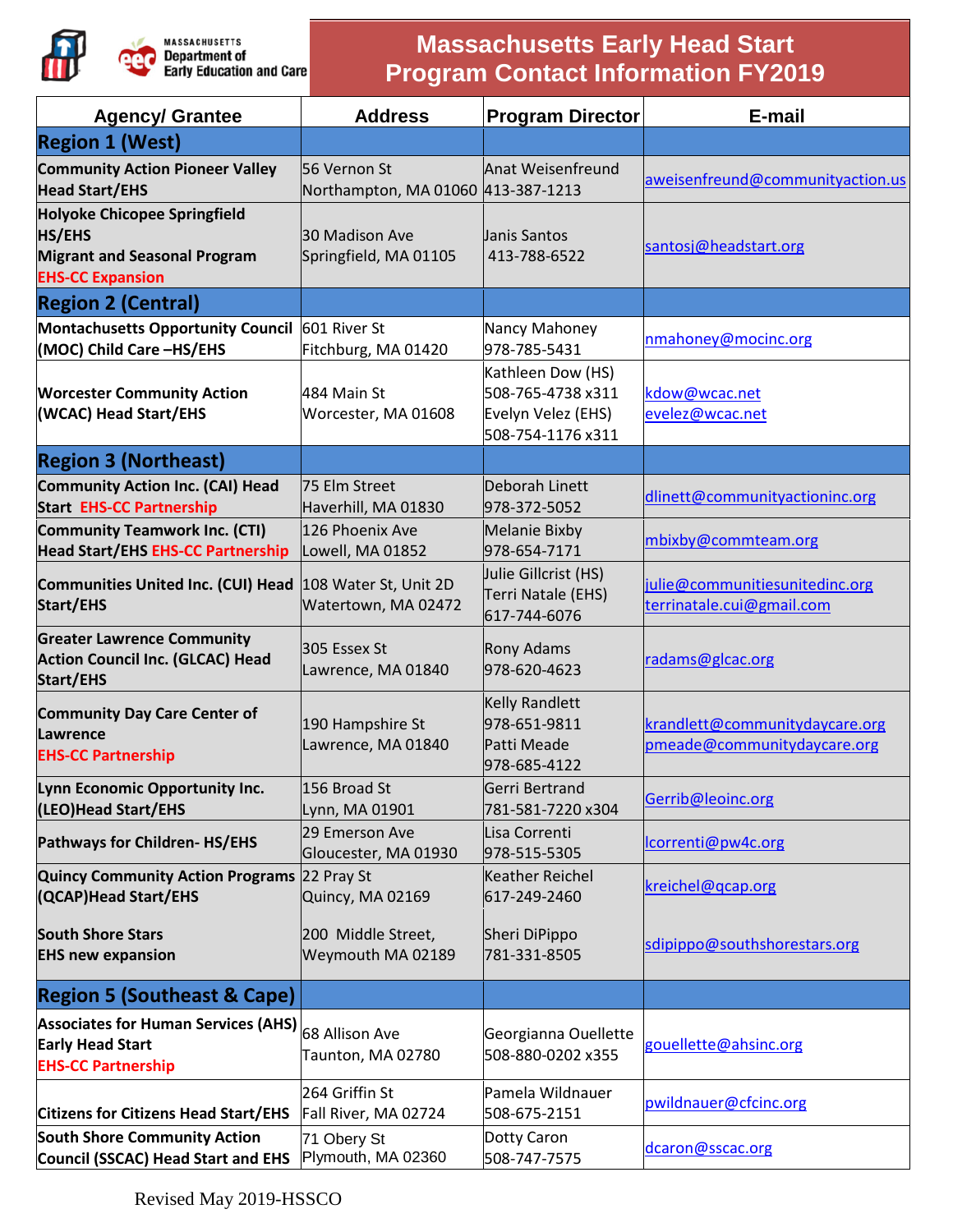# Massachusetts Early Head Start Program Contact Information FY2019

| Agency/ Grantee | Address | Program Director | E-mail |
|---|---|---|---|
| **Region 1 (West)** | | | |
| **Community Action Pioneer Valley Head Start/EHS** | 56 Vernon St<br>Northampton, MA 01060 | Anat Weisenfreund<br>413-387-1213 | aweisenfreund@communityaction.us |
| **Holyoke Chicopee Springfield HS/EHS**<br>**Migrant and Seasonal Program**<br>**EHS-CC Expansion** | 30 Madison Ave<br>Springfield, MA 01105 | Janis Santos<br>413-788-6522 | santosj@headstart.org |
| **Region 2 (Central)** | | | |
| **Montachusetts Opportunity Council (MOC) Child Care –HS/EHS** | 601 River St<br>Fitchburg, MA 01420 | Nancy Mahoney<br>978-785-5431 | nmahoney@mocinc.org |
| **Worcester Community Action (WCAC) Head Start/EHS** | 484 Main St<br>Worcester, MA 01608 | Kathleen Dow (HS)<br>508-765-4738 x311<br>Evelyn Velez (EHS)<br>508-754-1176 x311 | kdow@wcac.net<br>evelez@wcac.net |
| **Region 3 (Northeast)** | | | |
| **Community Action Inc. (CAI) Head Start EHS-CC Partnership** | 75 Elm Street<br>Haverhill, MA 01830 | Deborah Linett<br>978-372-5052 | dlinett@communityactioninc.org |
| **Community Teamwork Inc. (CTI) Head Start/EHS EHS-CC Partnership** | 126 Phoenix Ave<br>Lowell, MA 01852 | Melanie Bixby<br>978-654-7171 | mbixby@commteam.org |
| **Communities United Inc. (CUI) Head Start/EHS** | 108 Water St, Unit 2D<br>Watertown, MA 02472 | Julie Gillcrist (HS)<br>Terri Natale (EHS)<br>617-744-6076 | julie@communitiesunitedinc.org<br>terrinatale.cui@gmail.com |
| **Greater Lawrence Community Action Council Inc. (GLCAC) Head Start/EHS** | 305 Essex St<br>Lawrence, MA 01840 | Rony Adams<br>978-620-4623 | radams@glcac.org |
| **Community Day Care Center of Lawrence**<br>**EHS-CC Partnership** | 190 Hampshire St<br>Lawrence, MA 01840 | Kelly Randlett<br>978-651-9811<br>Patti Meade<br>978-685-4122 | krandlett@communitydaycare.org<br>pmeade@communitydaycare.org |
| **Lynn Economic Opportunity Inc. (LEO)Head Start/EHS** | 156 Broad St<br>Lynn, MA 01901 | Gerri Bertrand<br>781-581-7220 x304 | Gerrib@leoinc.org |
| **Pathways for Children- HS/EHS** | 29 Emerson Ave<br>Gloucester, MA 01930 | Lisa Correnti<br>978-515-5305 | lcorrenti@pw4c.org |
| **Quincy Community Action Programs (QCAP)Head Start/EHS** | 22 Pray St<br>Quincy, MA 02169 | Keather Reichel<br>617-249-2460 | kreichel@qcap.org |
| **South Shore Stars**<br>**EHS new expansion** | 200 Middle Street,<br>Weymouth MA 02189 | Sheri DiPippo<br>781-331-8505 | sdipippo@southshorestars.org |
| **Region 5 (Southeast & Cape)** | | | |
| **Associates for Human Services (AHS) Early Head Start**<br>**EHS-CC Partnership** | 68 Allison Ave<br>Taunton, MA 02780 | Georgianna Ouellette<br>508-880-0202 x355 | gouellette@ahsinc.org |
| **Citizens for Citizens Head Start/EHS** | 264 Griffin St<br>Fall River, MA 02724 | Pamela Wildnauer<br>508-675-2151 | pwildnauer@cfcinc.org |
| **South Shore Community Action Council (SSCAC) Head Start and EHS** | 71 Obery St<br>Plymouth, MA 02360 | Dotty Caron<br>508-747-7575 | dcaron@sscac.org |

Revised May 2019-HSSCO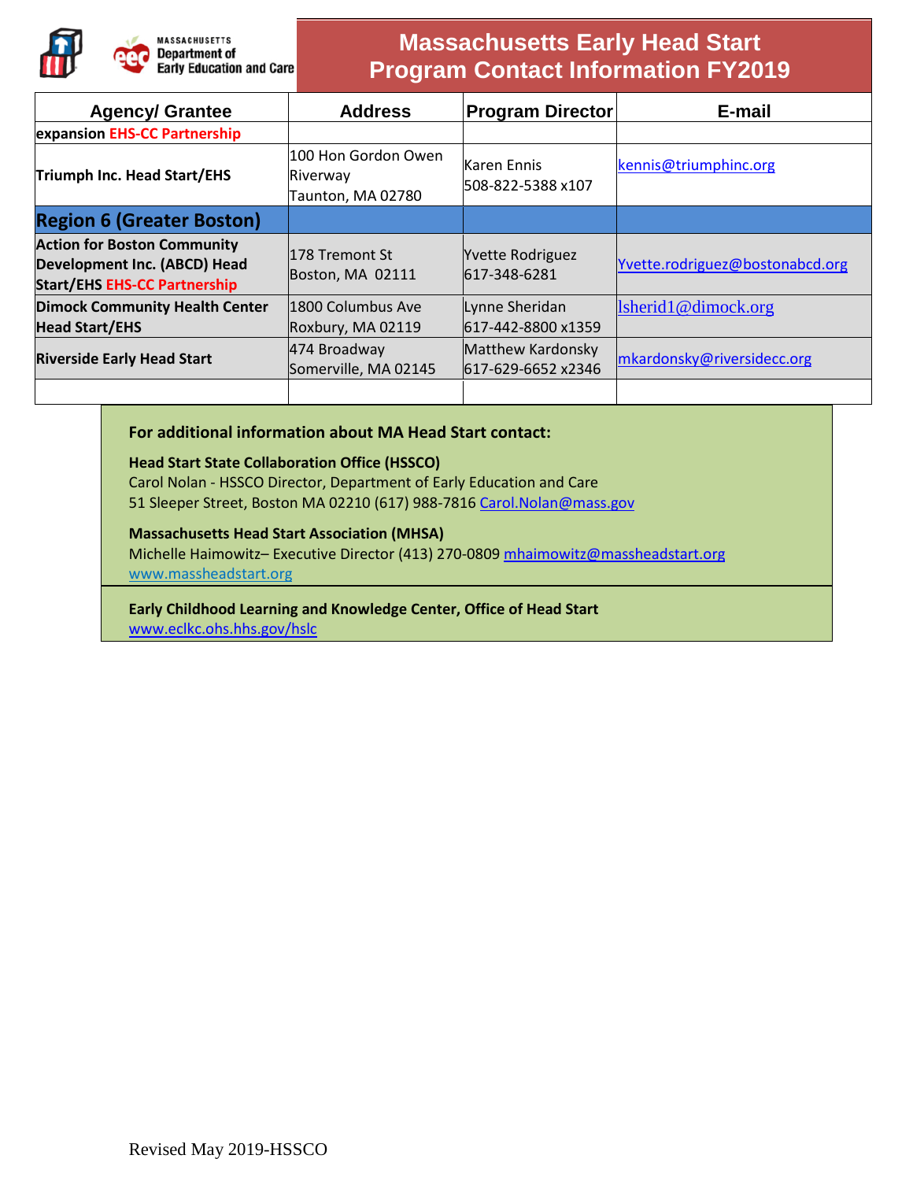# Massachusetts Early Head Start Program Contact Information FY2019

| Agency/ Grantee | Address | Program Director | E-mail |
|---|---|---|---|
| **expansion EHS-CC Partnership** | | | |
| **Triumph Inc. Head Start/EHS** | 100 Hon Gordon Owen Riverway Taunton, MA 02780 | Karen Ennis 508-822-5388 x107 | kennis@triumphinc.org |
| **Region 6 (Greater Boston)** | | | |
| **Action for Boston Community Development Inc. (ABCD) Head Start/EHS EHS-CC Partnership** | 178 Tremont St Boston, MA 02111 | Yvette Rodriguez 617-348-6281 | Yvette.rodriguez@bostonabcd.org |
| **Dimock Community Health Center Head Start/EHS** | 1800 Columbus Ave Roxbury, MA 02119 | Lynne Sheridan 617-442-8800 x1359 | lsherid1@dimock.org |
| **Riverside Early Head Start** | 474 Broadway Somerville, MA 02145 | Matthew Kardonsky 617-629-6652 x2346 | mkardonsky@riversidecc.org |

**For additional information about MA Head Start contact:**

**Head Start State Collaboration Office (HSSCO)**
Carol Nolan - HSSCO Director, Department of Early Education and Care
51 Sleeper Street, Boston MA 02210 (617) 988-7816 Carol.Nolan@mass.gov

**Massachusetts Head Start Association (MHSA)**
Michelle Haimowitz– Executive Director (413) 270-0809 mhaimowitz@massheadstart.org
www.massheadstart.org

**Early Childhood Learning and Knowledge Center, Office of Head Start**
www.eclkc.ohs.hhs.gov/hslc

Revised May 2019-HSSCO